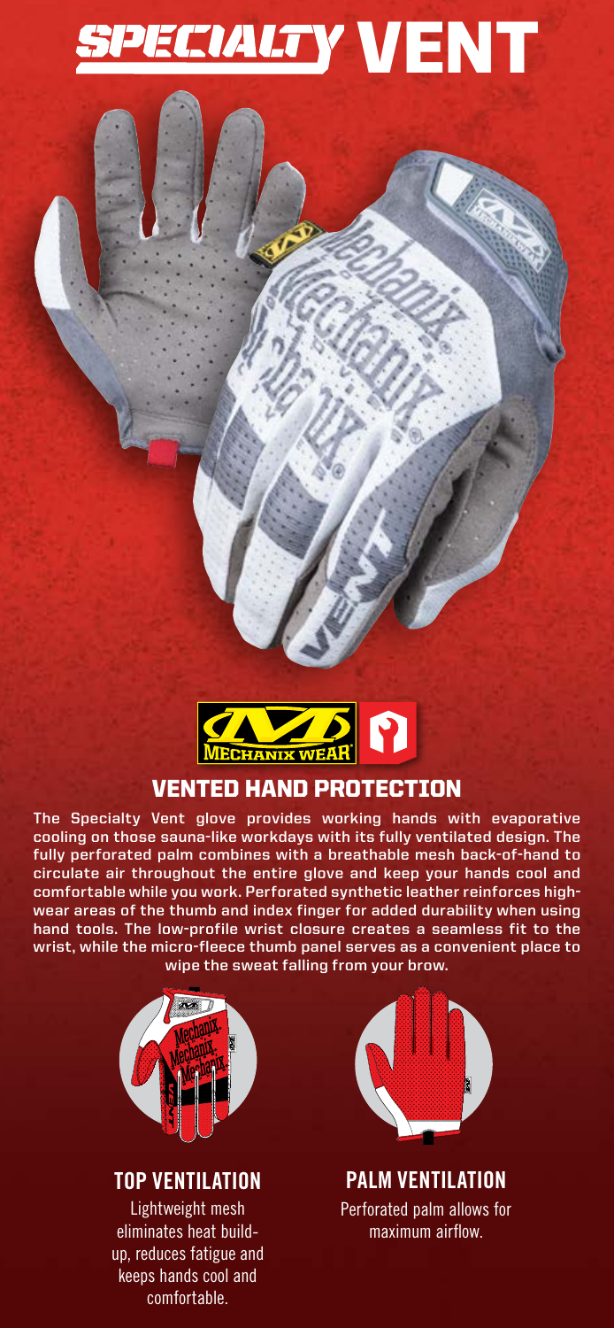# SPECIALTY VENT

## VENTED HAND PROTECTION

**The Specialty Vent glove provides working hands with evaporative cooling on those sauna-like workdays with its fully ventilated design. The fully perforated palm combines with a breathable mesh back-of-hand to circulate air throughout the entire glove and keep your hands cool and comfortable while you work. Perforated synthetic leather reinforces high-wear areas of the thumb and index finger for added durability when using hand tools. The low-profile wrist closure creates a seamless fit to the wrist, while the micro-fleece thumb panel serves as a convenient place to wipe the sweat falling from your brow.**

### TOP VENTILATION

Lightweight mesh eliminates heat build-up, reduces fatigue and keeps hands cool and comfortable.

### PALM VENTILATION

Perforated palm allows for maximum airflow.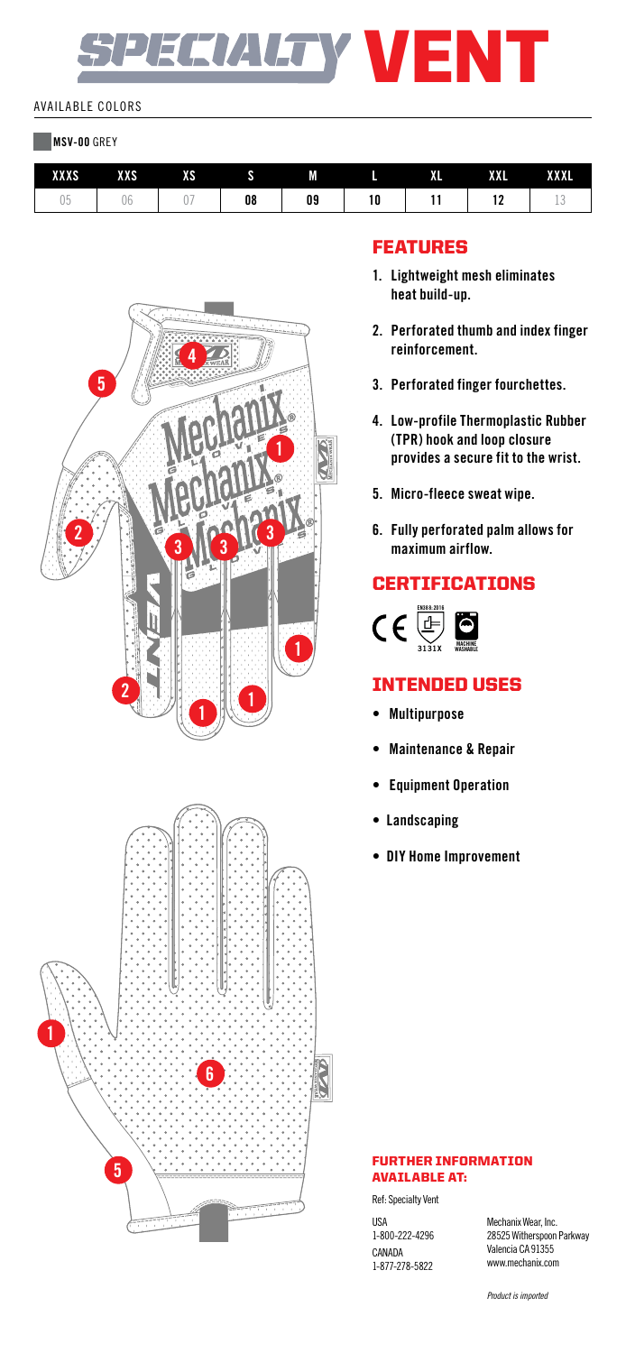# SPECIALTY VENT

AVAILABLE COLORS

**MSV-00** GREY

| XXXS | XXS | XS | S | M | L | XL | XXL | XXXL |
|---|---|---|---|---|---|---|---|---|
| 05 | 06 | 07 | 08 | 09 | 10 | 11 | 12 | 13 |

## FEATURES

1. Lightweight mesh eliminates heat build-up.
2. Perforated thumb and index finger reinforcement.
3. Perforated finger fourchettes.
4. Low-profile Thermoplastic Rubber (TPR) hook and loop closure provides a secure fit to the wrist.
5. Micro-fleece sweat wipe.
6. Fully perforated palm allows for maximum airflow.

## CERTIFICATIONS

CE EN388:2016 3131X MACHINE WASHABLE

## INTENDED USES

- Multipurpose
- Maintenance & Repair
- Equipment Operation
- Landscaping
- DIY Home Improvement

### FURTHER INFORMATION AVAILABLE AT:

Ref: Specialty Vent

USA
1-800-222-4296
CANADA
1-877-278-5822

Mechanix Wear, Inc.
28525 Witherspoon Parkway
Valencia CA 91355
www.mechanix.com

*Product is imported*